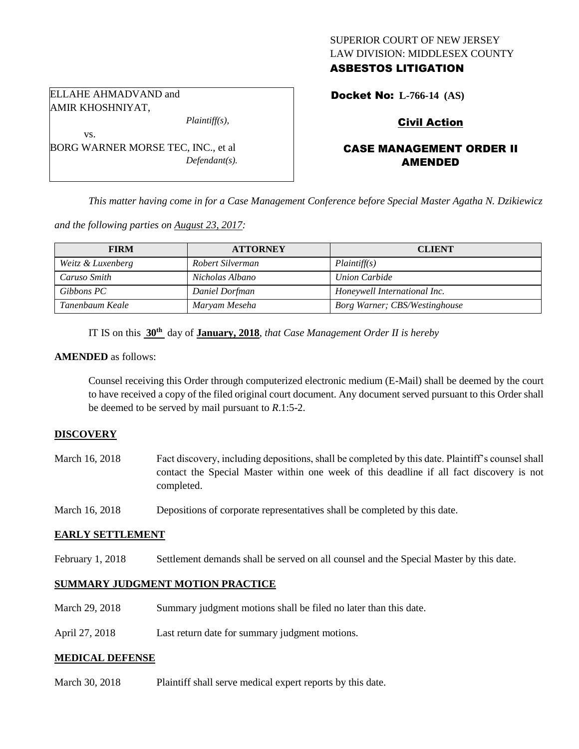SUPERIOR COURT OF NEW JERSEY
LAW DIVISION: MIDDLESEX COUNTY
**ASBESTOS LITIGATION**

ELLAHE AHMADVAND and AMIR KHOSHNIYAT,
*Plaintiff(s),*

vs.

BORG WARNER MORSE TEC, INC., et al
*Defendant(s).*

**Docket No: L-766-14 (AS)**

**Civil Action**

## CASE MANAGEMENT ORDER II AMENDED

*This matter having come in for a Case Management Conference before Special Master Agatha N. Dzikiewicz and the following parties on August 23, 2017:*

| FIRM | ATTORNEY | CLIENT |
|---|---|---|
| *Weitz & Luxenberg* | *Robert Silverman* | *Plaintiff(s)* |
| *Caruso Smith* | *Nicholas Albano* | *Union Carbide* |
| *Gibbons PC* | *Daniel Dorfman* | *Honeywell International Inc.* |
| *Tanenbaum Keale* | *Maryam Meseha* | *Borg Warner; CBS/Westinghouse* |

IT IS on this **30th** day of **January, 2018**, *that Case Management Order II is hereby*

**AMENDED** as follows:

Counsel receiving this Order through computerized electronic medium (E-Mail) shall be deemed by the court to have received a copy of the filed original court document. Any document served pursuant to this Order shall be deemed to be served by mail pursuant to *R*.1:5-2.

**DISCOVERY**

March 16, 2018 — Fact discovery, including depositions, shall be completed by this date. Plaintiff's counsel shall contact the Special Master within one week of this deadline if all fact discovery is not completed.

March 16, 2018 — Depositions of corporate representatives shall be completed by this date.

**EARLY SETTLEMENT**

February 1, 2018 — Settlement demands shall be served on all counsel and the Special Master by this date.

**SUMMARY JUDGMENT MOTION PRACTICE**

March 29, 2018 — Summary judgment motions shall be filed no later than this date.

April 27, 2018 — Last return date for summary judgment motions.

**MEDICAL DEFENSE**

March 30, 2018 — Plaintiff shall serve medical expert reports by this date.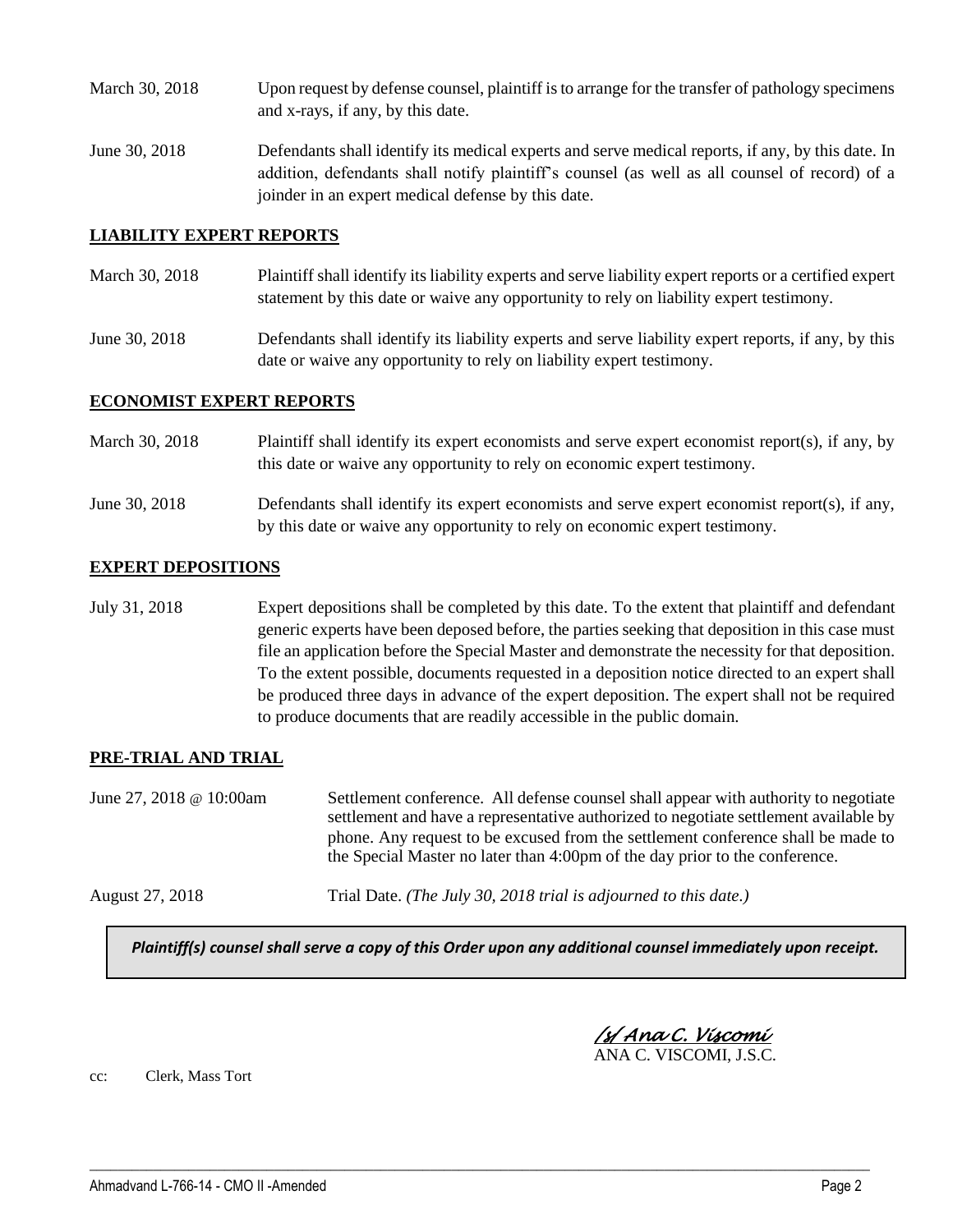| | |
|---|---|
| March 30, 2018 | Upon request by defense counsel, plaintiff is to arrange for the transfer of pathology specimens and x-rays, if any, by this date. |
| June 30, 2018 | Defendants shall identify its medical experts and serve medical reports, if any, by this date. In addition, defendants shall notify plaintiff's counsel (as well as all counsel of record) of a joinder in an expert medical defense by this date. |

## LIABILITY EXPERT REPORTS

| | |
|---|---|
| March 30, 2018 | Plaintiff shall identify its liability experts and serve liability expert reports or a certified expert statement by this date or waive any opportunity to rely on liability expert testimony. |
| June 30, 2018 | Defendants shall identify its liability experts and serve liability expert reports, if any, by this date or waive any opportunity to rely on liability expert testimony. |

## ECONOMIST EXPERT REPORTS

| | |
|---|---|
| March 30, 2018 | Plaintiff shall identify its expert economists and serve expert economist report(s), if any, by this date or waive any opportunity to rely on economic expert testimony. |
| June 30, 2018 | Defendants shall identify its expert economists and serve expert economist report(s), if any, by this date or waive any opportunity to rely on economic expert testimony. |

## EXPERT DEPOSITIONS

| | |
|---|---|
| July 31, 2018 | Expert depositions shall be completed by this date. To the extent that plaintiff and defendant generic experts have been deposed before, the parties seeking that deposition in this case must file an application before the Special Master and demonstrate the necessity for that deposition. To the extent possible, documents requested in a deposition notice directed to an expert shall be produced three days in advance of the expert deposition. The expert shall not be required to produce documents that are readily accessible in the public domain. |

## PRE-TRIAL AND TRIAL

| | |
|---|---|
| June 27, 2018 @ 10:00am | Settlement conference. All defense counsel shall appear with authority to negotiate settlement and have a representative authorized to negotiate settlement available by phone. Any request to be excused from the settlement conference shall be made to the Special Master no later than 4:00pm of the day prior to the conference. |
| August 27, 2018 | Trial Date. *(The July 30, 2018 trial is adjourned to this date.)* |

***Plaintiff(s) counsel shall serve a copy of this Order upon any additional counsel immediately upon receipt.***

/s/ Ana C. Viscomi
ANA C. VISCOMI, J.S.C.

cc: Clerk, Mass Tort

Ahmadvand L-766-14 - CMO II -Amended